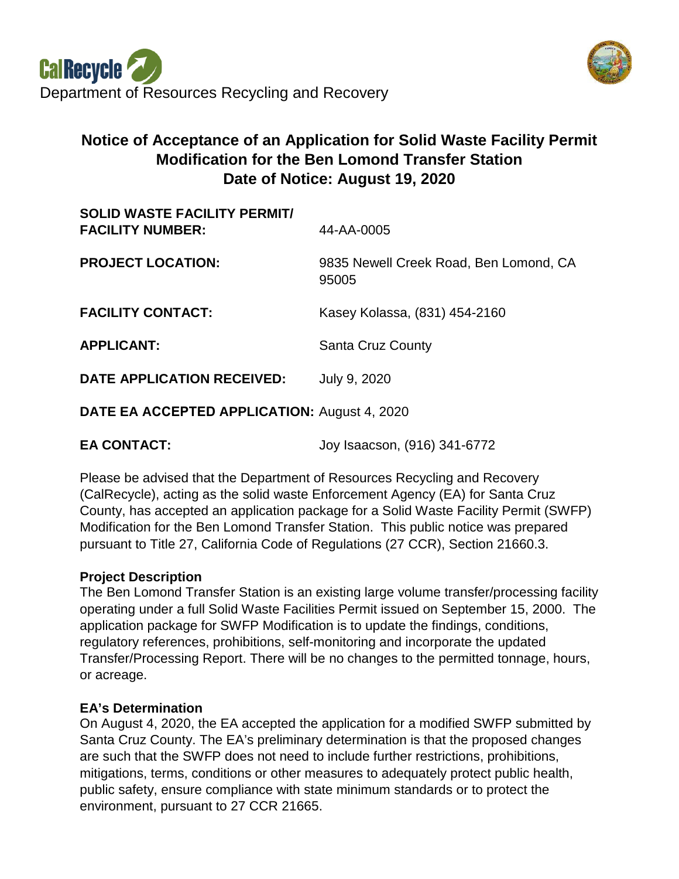CalRecycle

Department of Resources Recycling and Recovery

# Notice of Acceptance of an Application for Solid Waste Facility Permit Modification for the Ben Lomond Transfer Station
## Date of Notice: August 19, 2020

**SOLID WASTE FACILITY PERMIT/ FACILITY NUMBER:** 44-AA-0005

**PROJECT LOCATION:** 9835 Newell Creek Road, Ben Lomond, CA 95005

**FACILITY CONTACT:** Kasey Kolassa, (831) 454-2160

**APPLICANT:** Santa Cruz County

**DATE APPLICATION RECEIVED:** July 9, 2020

**DATE EA ACCEPTED APPLICATION:** August 4, 2020

**EA CONTACT:** Joy Isaacson, (916) 341-6772

Please be advised that the Department of Resources Recycling and Recovery (CalRecycle), acting as the solid waste Enforcement Agency (EA) for Santa Cruz County, has accepted an application package for a Solid Waste Facility Permit (SWFP) Modification for the Ben Lomond Transfer Station. This public notice was prepared pursuant to Title 27, California Code of Regulations (27 CCR), Section 21660.3.

**Project Description**

The Ben Lomond Transfer Station is an existing large volume transfer/processing facility operating under a full Solid Waste Facilities Permit issued on September 15, 2000. The application package for SWFP Modification is to update the findings, conditions, regulatory references, prohibitions, self-monitoring and incorporate the updated Transfer/Processing Report. There will be no changes to the permitted tonnage, hours, or acreage.

**EA's Determination**

On August 4, 2020, the EA accepted the application for a modified SWFP submitted by Santa Cruz County. The EA's preliminary determination is that the proposed changes are such that the SWFP does not need to include further restrictions, prohibitions, mitigations, terms, conditions or other measures to adequately protect public health, public safety, ensure compliance with state minimum standards or to protect the environment, pursuant to 27 CCR 21665.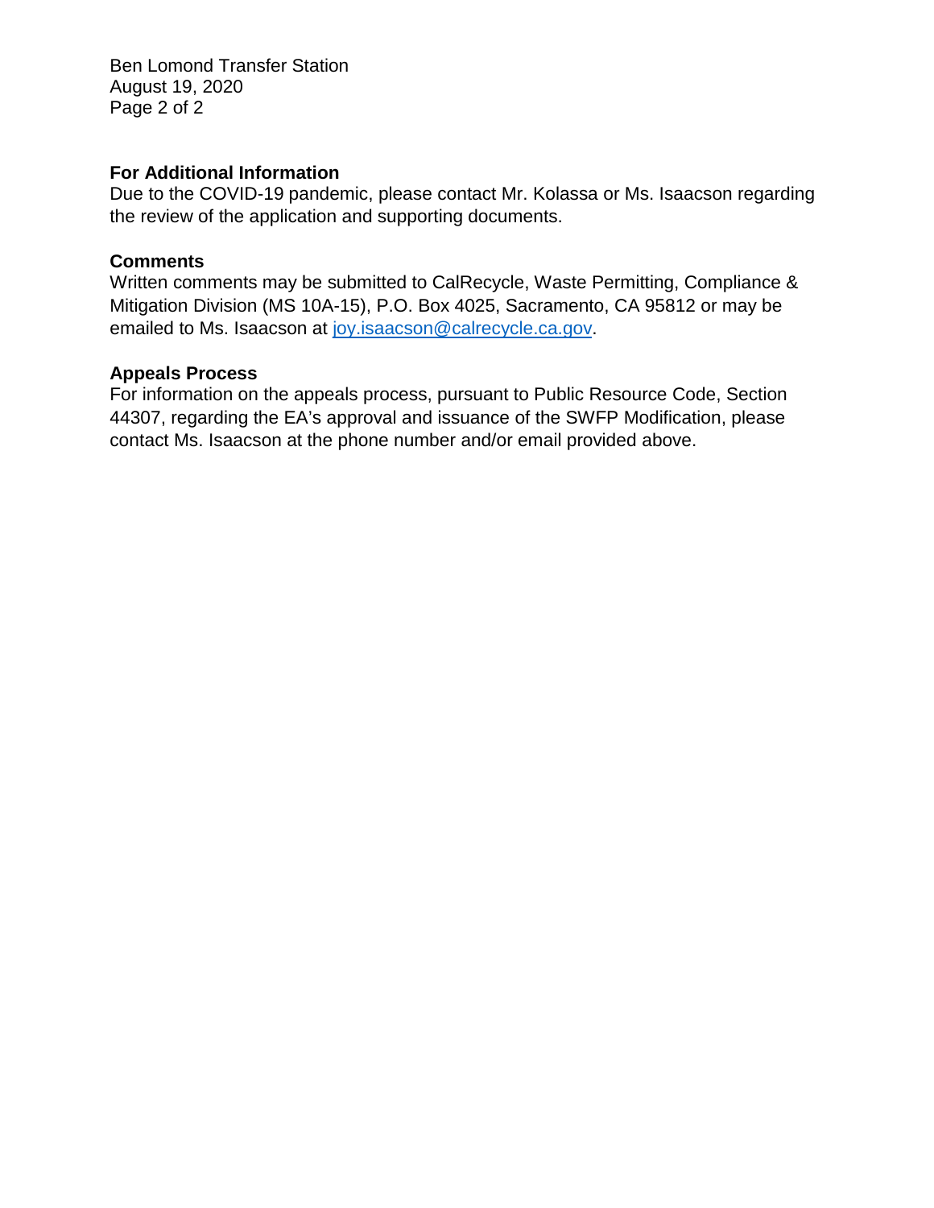### For Additional Information

Due to the COVID-19 pandemic, please contact Mr. Kolassa or Ms. Isaacson regarding the review of the application and supporting documents.

### Comments

Written comments may be submitted to CalRecycle, Waste Permitting, Compliance & Mitigation Division (MS 10A-15), P.O. Box 4025, Sacramento, CA 95812 or may be emailed to Ms. Isaacson at joy.isaacson@calrecycle.ca.gov.

### Appeals Process

For information on the appeals process, pursuant to Public Resource Code, Section 44307, regarding the EA's approval and issuance of the SWFP Modification, please contact Ms. Isaacson at the phone number and/or email provided above.